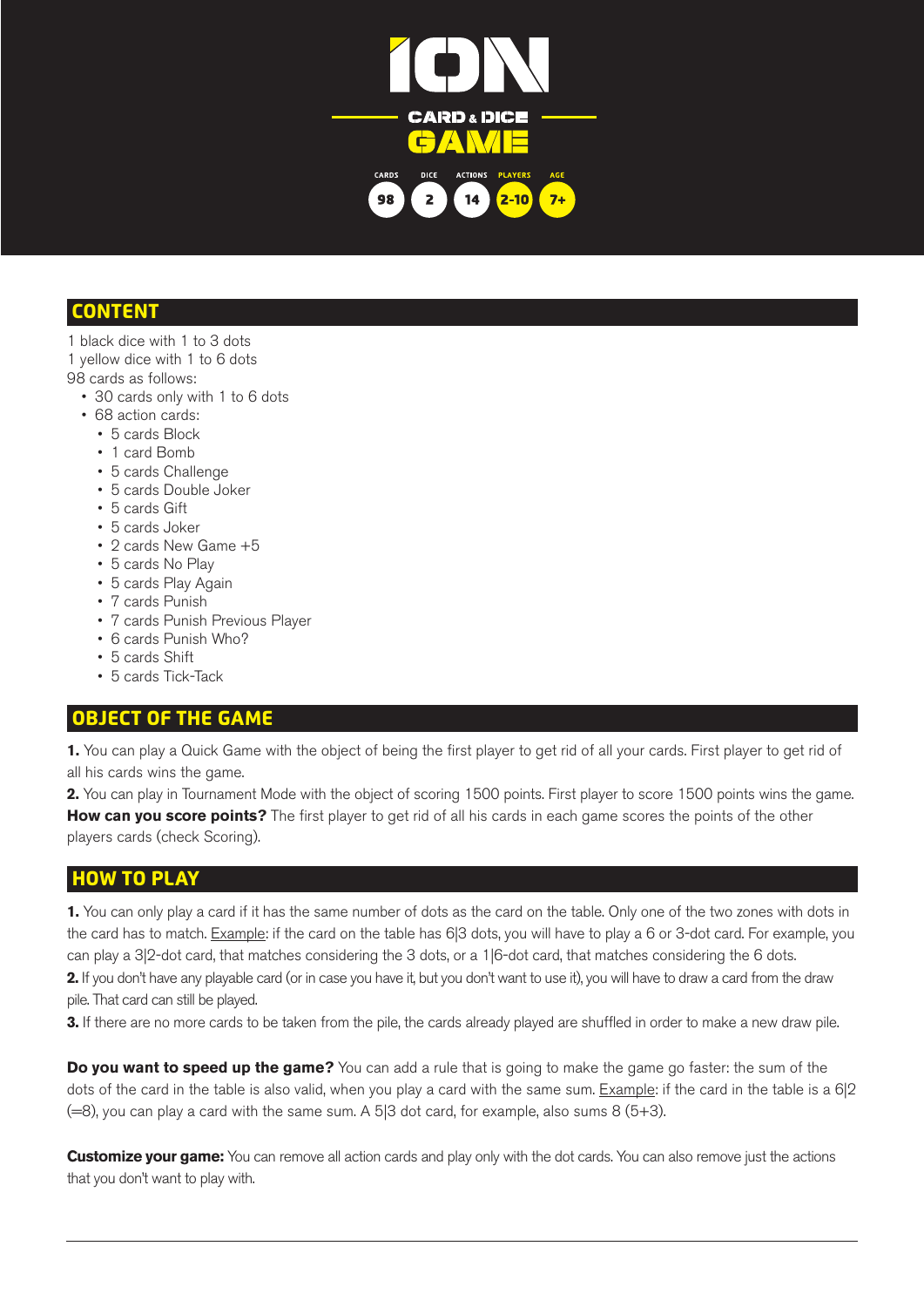# ION

CARD & DICE

GAME

CARDS 98 · DICE 2 · ACTIONS 14 · PLAYERS 2-10 · AGE 7+

## CONTENT

1 black dice with 1 to 3 dots
1 yellow dice with 1 to 6 dots
98 cards as follows:

- 30 cards only with 1 to 6 dots
- 68 action cards:
  - 5 cards Block
  - 1 card Bomb
  - 5 cards Challenge
  - 5 cards Double Joker
  - 5 cards Gift
  - 5 cards Joker
  - 2 cards New Game +5
  - 5 cards No Play
  - 5 cards Play Again
  - 7 cards Punish
  - 7 cards Punish Previous Player
  - 6 cards Punish Who?
  - 5 cards Shift
  - 5 cards Tick-Tack

## OBJECT OF THE GAME

**1.** You can play a Quick Game with the object of being the first player to get rid of all your cards. First player to get rid of all his cards wins the game.

**2.** You can play in Tournament Mode with the object of scoring 1500 points. First player to score 1500 points wins the game. **How can you score points?** The first player to get rid of all his cards in each game scores the points of the other players cards (check Scoring).

## HOW TO PLAY

**1.** You can only play a card if it has the same number of dots as the card on the table. Only one of the two zones with dots in the card has to match. Example: if the card on the table has 6|3 dots, you will have to play a 6 or 3-dot card. For example, you can play a 3|2-dot card, that matches considering the 3 dots, or a 1|6-dot card, that matches considering the 6 dots.

**2.** If you don't have any playable card (or in case you have it, but you don't want to use it), you will have to draw a card from the draw pile. That card can still be played.

**3.** If there are no more cards to be taken from the pile, the cards already played are shuffled in order to make a new draw pile.

**Do you want to speed up the game?** You can add a rule that is going to make the game go faster: the sum of the dots of the card in the table is also valid, when you play a card with the same sum. Example: if the card in the table is a 6|2 (=8), you can play a card with the same sum. A 5|3 dot card, for example, also sums 8 (5+3).

**Customize your game:** You can remove all action cards and play only with the dot cards. You can also remove just the actions that you don't want to play with.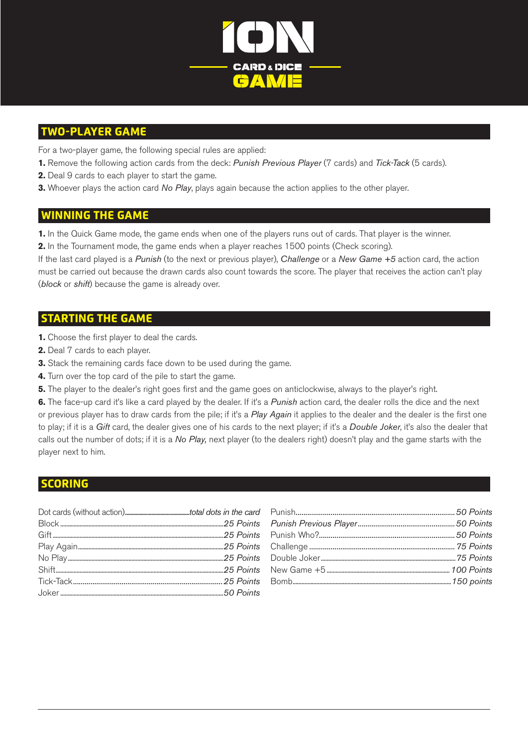# ION

CARD & DICE

GAME

## TWO-PLAYER GAME

For a two-player game, the following special rules are applied:

**1.** Remove the following action cards from the deck: *Punish Previous Player* (7 cards) and *Tick-Tack* (5 cards).

**2.** Deal 9 cards to each player to start the game.

**3.** Whoever plays the action card *No Play*, plays again because the action applies to the other player.

## WINNING THE GAME

**1.** In the Quick Game mode, the game ends when one of the players runs out of cards. That player is the winner.

**2.** In the Tournament mode, the game ends when a player reaches 1500 points (Check scoring).

If the last card played is a *Punish* (to the next or previous player), *Challenge* or a *New Game +5* action card, the action must be carried out because the drawn cards also count towards the score. The player that receives the action can't play (*block* or *shift*) because the game is already over.

## STARTING THE GAME

**1.** Choose the first player to deal the cards.

**2.** Deal 7 cards to each player.

**3.** Stack the remaining cards face down to be used during the game.

**4.** Turn over the top card of the pile to start the game.

**5.** The player to the dealer's right goes first and the game goes on anticlockwise, always to the player's right.

**6.** The face-up card it's like a card played by the dealer. If it's a *Punish* action card, the dealer rolls the dice and the next or previous player has to draw cards from the pile; if it's a *Play Again* it applies to the dealer and the dealer is the first one to play; if it is a *Gift* card, the dealer gives one of his cards to the next player; if it's a *Double Joker*, it's also the dealer that calls out the number of dots; if it is a *No Play,* next player (to the dealers right) doesn't play and the game starts with the player next to him.

## SCORING

| Card | Points |
|---|---|
| Dot cards (without action) | *total dots in the card* |
| Block | *25 Points* |
| Gift | *25 Points* |
| Play Again | *25 Points* |
| No Play | *25 Points* |
| Shift | *25 Points* |
| Tick-Tack | *25 Points* |
| Joker | *50 Points* |
| Punish | *50 Points* |
| *Punish Previous Player* | *50 Points* |
| Punish Who? | *50 Points* |
| Challenge | *75 Points* |
| Double Joker | *75 Points* |
| New Game +5 | *100 Points* |
| Bomb | *150 points* |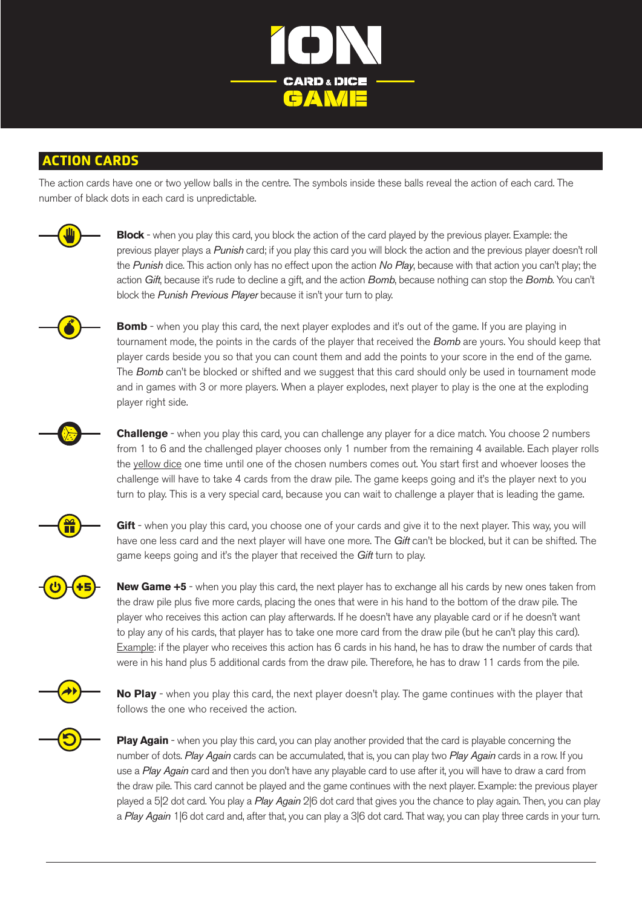# ION

CARD & DICE GAME

## ACTION CARDS

The action cards have one or two yellow balls in the centre. The symbols inside these balls reveal the action of each card. The number of black dots in each card is unpredictable.

**Block** - when you play this card, you block the action of the card played by the previous player. Example: the previous player plays a *Punish* card; if you play this card you will block the action and the previous player doesn't roll the *Punish* dice. This action only has no effect upon the action *No Play*, because with that action you can't play; the action *Gift*, because it's rude to decline a gift, and the action *Bomb*, because nothing can stop the *Bomb*. You can't block the *Punish Previous Player* because it isn't your turn to play.

**Bomb** - when you play this card, the next player explodes and it's out of the game. If you are playing in tournament mode, the points in the cards of the player that received the *Bomb* are yours. You should keep that player cards beside you so that you can count them and add the points to your score in the end of the game. The *Bomb* can't be blocked or shifted and we suggest that this card should only be used in tournament mode and in games with 3 or more players. When a player explodes, next player to play is the one at the exploding player right side.

**Challenge** - when you play this card, you can challenge any player for a dice match. You choose 2 numbers from 1 to 6 and the challenged player chooses only 1 number from the remaining 4 available. Each player rolls the yellow dice one time until one of the chosen numbers comes out. You start first and whoever looses the challenge will have to take 4 cards from the draw pile. The game keeps going and it's the player next to you turn to play. This is a very special card, because you can wait to challenge a player that is leading the game.

**Gift** - when you play this card, you choose one of your cards and give it to the next player. This way, you will have one less card and the next player will have one more. The *Gift* can't be blocked, but it can be shifted. The game keeps going and it's the player that received the *Gift* turn to play.

**New Game +5** - when you play this card, the next player has to exchange all his cards by new ones taken from the draw pile plus five more cards, placing the ones that were in his hand to the bottom of the draw pile. The player who receives this action can play afterwards. If he doesn't have any playable card or if he doesn't want to play any of his cards, that player has to take one more card from the draw pile (but he can't play this card). Example: if the player who receives this action has 6 cards in his hand, he has to draw the number of cards that were in his hand plus 5 additional cards from the draw pile. Therefore, he has to draw 11 cards from the pile.

**No Play** - when you play this card, the next player doesn't play. The game continues with the player that follows the one who received the action.

**Play Again** - when you play this card, you can play another provided that the card is playable concerning the number of dots. *Play Again* cards can be accumulated, that is, you can play two *Play Again* cards in a row. If you use a *Play Again* card and then you don't have any playable card to use after it, you will have to draw a card from the draw pile. This card cannot be played and the game continues with the next player. Example: the previous player played a 5|2 dot card. You play a *Play Again* 2|6 dot card that gives you the chance to play again. Then, you can play a *Play Again* 1|6 dot card and, after that, you can play a 3|6 dot card. That way, you can play three cards in your turn.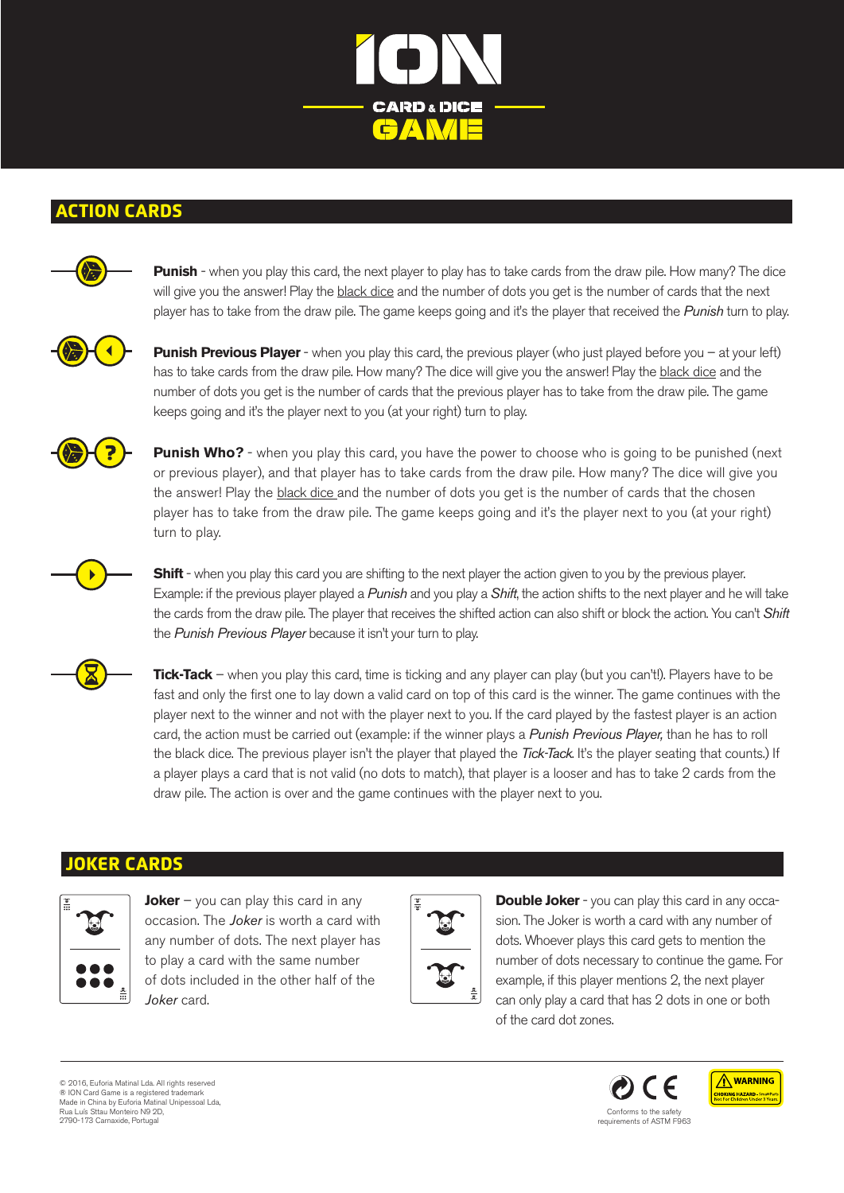# ION

CARD & DICE

GAME

## ACTION CARDS

**Punish** - when you play this card, the next player to play has to take cards from the draw pile. How many? The dice will give you the answer! Play the black dice and the number of dots you get is the number of cards that the next player has to take from the draw pile. The game keeps going and it's the player that received the *Punish* turn to play.

**Punish Previous Player** - when you play this card, the previous player (who just played before you – at your left) has to take cards from the draw pile. How many? The dice will give you the answer! Play the black dice and the number of dots you get is the number of cards that the previous player has to take from the draw pile. The game keeps going and it's the player next to you (at your right) turn to play.

**Punish Who?** - when you play this card, you have the power to choose who is going to be punished (next or previous player), and that player has to take cards from the draw pile. How many? The dice will give you the answer! Play the black dice and the number of dots you get is the number of cards that the chosen player has to take from the draw pile. The game keeps going and it's the player next to you (at your right) turn to play.

**Shift** - when you play this card you are shifting to the next player the action given to you by the previous player. Example: if the previous player played a *Punish* and you play a *Shift*, the action shifts to the next player and he will take the cards from the draw pile. The player that receives the shifted action can also shift or block the action. You can't *Shift* the *Punish Previous Player* because it isn't your turn to play.

**Tick-Tack** – when you play this card, time is ticking and any player can play (but you can't!). Players have to be fast and only the first one to lay down a valid card on top of this card is the winner. The game continues with the player next to the winner and not with the player next to you. If the card played by the fastest player is an action card, the action must be carried out (example: if the winner plays a *Punish Previous Player,* than he has to roll the black dice. The previous player isn't the player that played the *Tick-Tack*. It's the player seating that counts.) If a player plays a card that is not valid (no dots to match), that player is a looser and has to take 2 cards from the draw pile. The action is over and the game continues with the player next to you.

## JOKER CARDS

**Joker** – you can play this card in any occasion. The *Joker* is worth a card with any number of dots. The next player has to play a card with the same number of dots included in the other half of the *Joker* card.

**Double Joker** - you can play this card in any occasion. The Joker is worth a card with any number of dots. Whoever plays this card gets to mention the number of dots necessary to continue the game. For example, if this player mentions 2, the next player can only play a card that has 2 dots in one or both of the card dot zones.

© 2016, Euforia Matinal Lda. All rights reserved
® ION Card Game is a registered trademark
Made in China by Euforia Matinal Unipessoal Lda,
Rua Luís Sttau Monteiro N9 2D,
2790-173 Carnaxide, Portugal

Conforms to the safety requirements of ASTM F963

WARNING
CHOKING HAZARD - Small Parts
Not For Children Under 3 Years